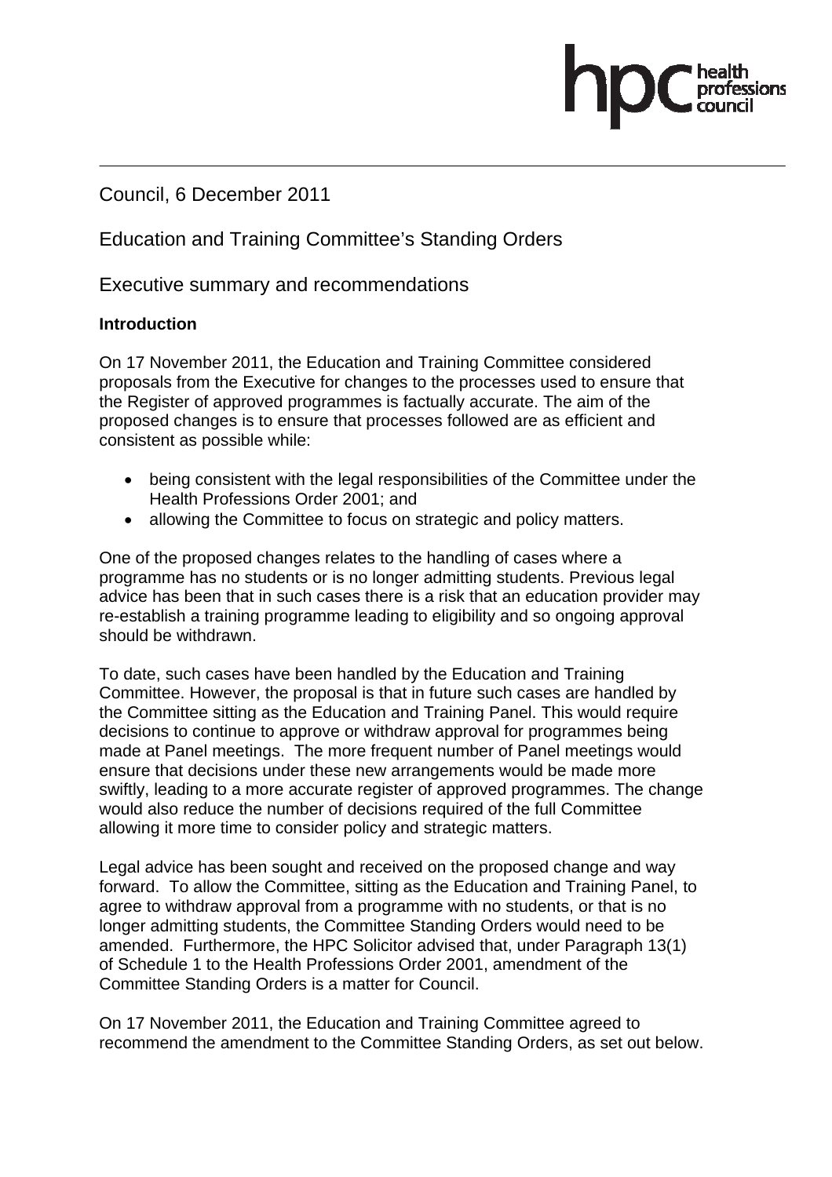Council, 6 December 2011

# Education and Training Committee's Standing Orders

## Executive summary and recommendations

### Introduction

On 17 November 2011, the Education and Training Committee considered proposals from the Executive for changes to the processes used to ensure that the Register of approved programmes is factually accurate. The aim of the proposed changes is to ensure that processes followed are as efficient and consistent as possible while:

- being consistent with the legal responsibilities of the Committee under the Health Professions Order 2001; and
- allowing the Committee to focus on strategic and policy matters.

One of the proposed changes relates to the handling of cases where a programme has no students or is no longer admitting students. Previous legal advice has been that in such cases there is a risk that an education provider may re-establish a training programme leading to eligibility and so ongoing approval should be withdrawn.

To date, such cases have been handled by the Education and Training Committee. However, the proposal is that in future such cases are handled by the Committee sitting as the Education and Training Panel. This would require decisions to continue to approve or withdraw approval for programmes being made at Panel meetings. The more frequent number of Panel meetings would ensure that decisions under these new arrangements would be made more swiftly, leading to a more accurate register of approved programmes. The change would also reduce the number of decisions required of the full Committee allowing it more time to consider policy and strategic matters.

Legal advice has been sought and received on the proposed change and way forward. To allow the Committee, sitting as the Education and Training Panel, to agree to withdraw approval from a programme with no students, or that is no longer admitting students, the Committee Standing Orders would need to be amended. Furthermore, the HPC Solicitor advised that, under Paragraph 13(1) of Schedule 1 to the Health Professions Order 2001, amendment of the Committee Standing Orders is a matter for Council.

On 17 November 2011, the Education and Training Committee agreed to recommend the amendment to the Committee Standing Orders, as set out below.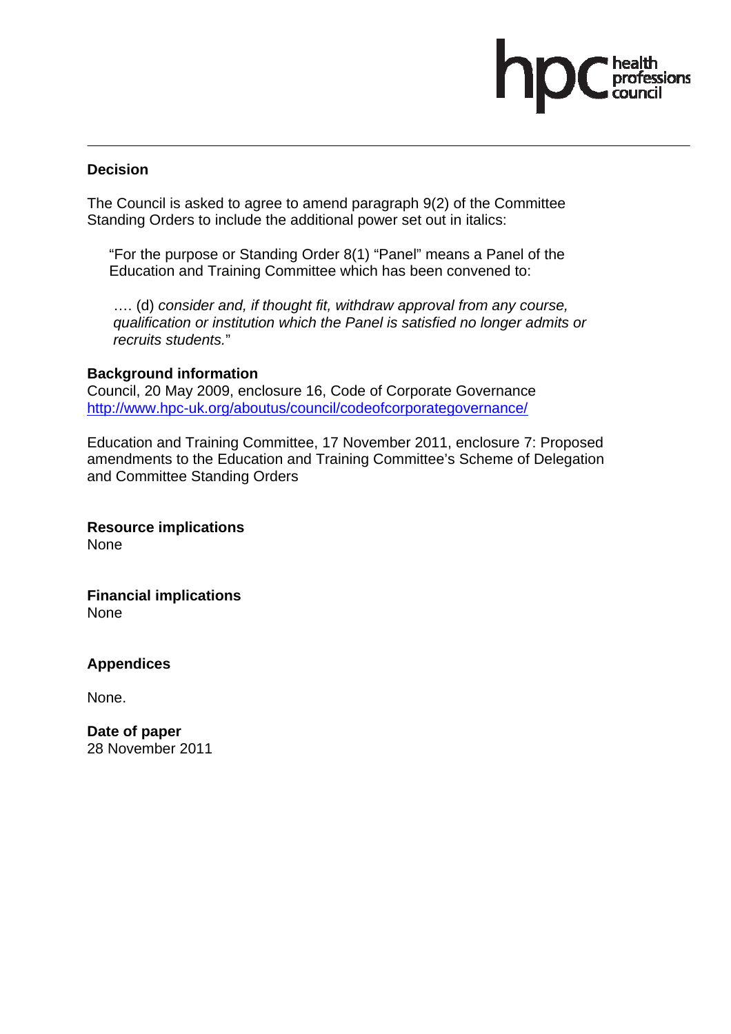**Decision**

The Council is asked to agree to amend paragraph 9(2) of the Committee Standing Orders to include the additional power set out in italics:

> "For the purpose or Standing Order 8(1) "Panel" means a Panel of the Education and Training Committee which has been convened to:
>
> …. (d) *consider and, if thought fit, withdraw approval from any course, qualification or institution which the Panel is satisfied no longer admits or recruits students.*"

**Background information**

Council, 20 May 2009, enclosure 16, Code of Corporate Governance
http://www.hpc-uk.org/aboutus/council/codeofcorporategovernance/

Education and Training Committee, 17 November 2011, enclosure 7: Proposed amendments to the Education and Training Committee's Scheme of Delegation and Committee Standing Orders

**Resource implications**

None

**Financial implications**

None

**Appendices**

None.

**Date of paper**

28 November 2011